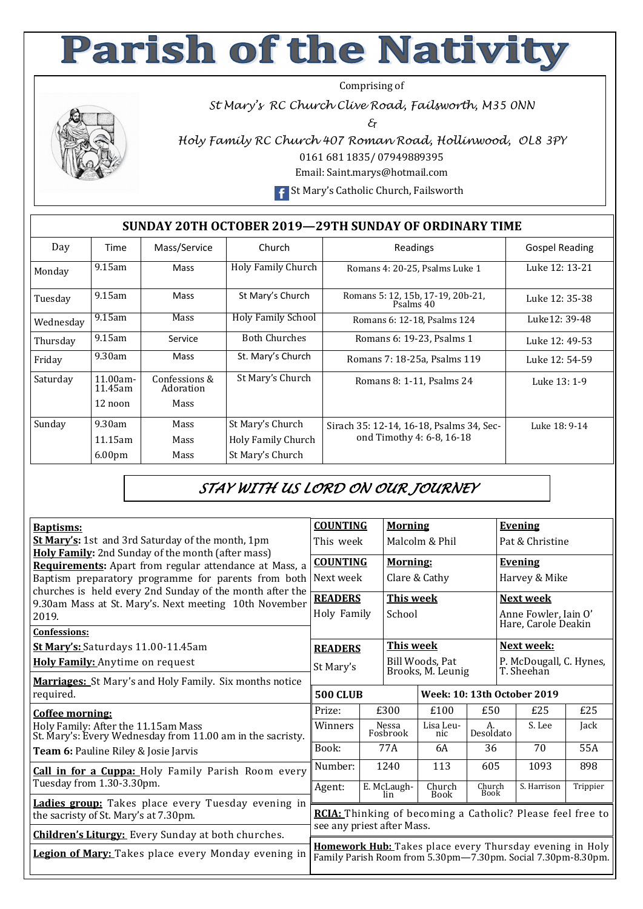# Parish of the Nativity

Comprising of

*St Mary's RC Church Clive Road, Failsworth, M35 0NN*

*&*

*Holy Family RC Church 407 Roman Road, Hollinwood, OL8 3PY*

0161 681 1835/ 07949889395

Email: Saint.marys@hotmail.com

St Mary's Catholic Church, Failsworth

## SUNDAY 20TH OCTOBER 2019—29TH SUNDAY OF ORDINARY TIME

| Day | Time | Mass/Service | Church | Readings | Gospel Reading |
|---|---|---|---|---|---|
| Monday | 9.15am | Mass | Holy Family Church | Romans 4: 20-25, Psalms Luke 1 | Luke 12: 13-21 |
| Tuesday | 9.15am | Mass | St Mary's Church | Romans 5: 12, 15b, 17-19, 20b-21, Psalms 40 | Luke 12: 35-38 |
| Wednesday | 9.15am | Mass | Holy Family School | Romans 6: 12-18, Psalms 124 | Luke12: 39-48 |
| Thursday | 9.15am | Service | Both Churches | Romans 6: 19-23, Psalms 1 | Luke 12: 49-53 |
| Friday | 9.30am | Mass | St. Mary's Church | Romans 7: 18-25a, Psalms 119 | Luke 12: 54-59 |
| Saturday | 11.00am-11.45am<br>12 noon | Confessions & Adoration<br>Mass | St Mary's Church | Romans 8: 1-11, Psalms 24 | Luke 13: 1-9 |
| Sunday | 9.30am<br>11.15am<br>6.00pm | Mass<br>Mass<br>Mass | St Mary's Church<br>Holy Family Church<br>St Mary's Church | Sirach 35: 12-14, 16-18, Psalms 34, Second Timothy 4: 6-8, 16-18 | Luke 18: 9-14 |

## *STAY WITH US LORD ON OUR JOURNEY*

**Baptisms:**
**St Mary's:** 1st and 3rd Saturday of the month, 1pm
**Holy Family:** 2nd Sunday of the month (after mass)
**Requirements:** Apart from regular attendance at Mass, a Baptism preparatory programme for parents from both churches is held every 2nd Sunday of the month after the 9.30am Mass at St. Mary's. Next meeting 10th November 2019.

**Confessions:**
**St Mary's:** Saturdays 11.00-11.45am
**Holy Family:** Anytime on request

**Marriages:** St Mary's and Holy Family. Six months notice required.

**Coffee morning:**
Holy Family: After the 11.15am Mass
St. Mary's: Every Wednesday from 11.00 am in the sacristy.
**Team 6:** Pauline Riley & Josie Jarvis

**Call in for a Cuppa:** Holy Family Parish Room every Tuesday from 1.30-3.30pm.

**Ladies group:** Takes place every Tuesday evening in the sacristy of St. Mary's at 7.30pm.

**Children's Liturgy:** Every Sunday at both churches.

**Legion of Mary:** Takes place every Monday evening in

| **COUNTING** | **Morning** | **Evening** |
|---|---|---|
| This week | Malcolm & Phil | Pat & Christine |
| **COUNTING** Next week | **Morning:** Clare & Cathy | **Evening** Harvey & Mike |
| **READERS** Holy Family | **This week** School | **Next week** Anne Fowler, Iain O' Hare, Carole Deakin |
| **READERS** St Mary's | **This week** Bill Woods, Pat Brooks, M. Leunig | **Next week:** P. McDougall, C. Hynes, T. Sheehan |

| **500 CLUB** | | **Week: 10: 13th October 2019** | | | |
|---|---|---|---|---|---|
| Prize: | £300 | £100 | £50 | £25 | £25 |
| Winners | Nessa Fosbrook | Lisa Leunic | A. Desoldato | S. Lee | Jack |
| Book: | 77A | 6A | 36 | 70 | 55A |
| Number: | 1240 | 113 | 605 | 1093 | 898 |
| Agent: | E. McLaughlin | Church Book | Church Book | S. Harrison | Trippier |

**RCIA:** Thinking of becoming a Catholic? Please feel free to see any priest after Mass.

**Homework Hub:** Takes place every Thursday evening in Holy Family Parish Room from 5.30pm—7.30pm. Social 7.30pm-8.30pm.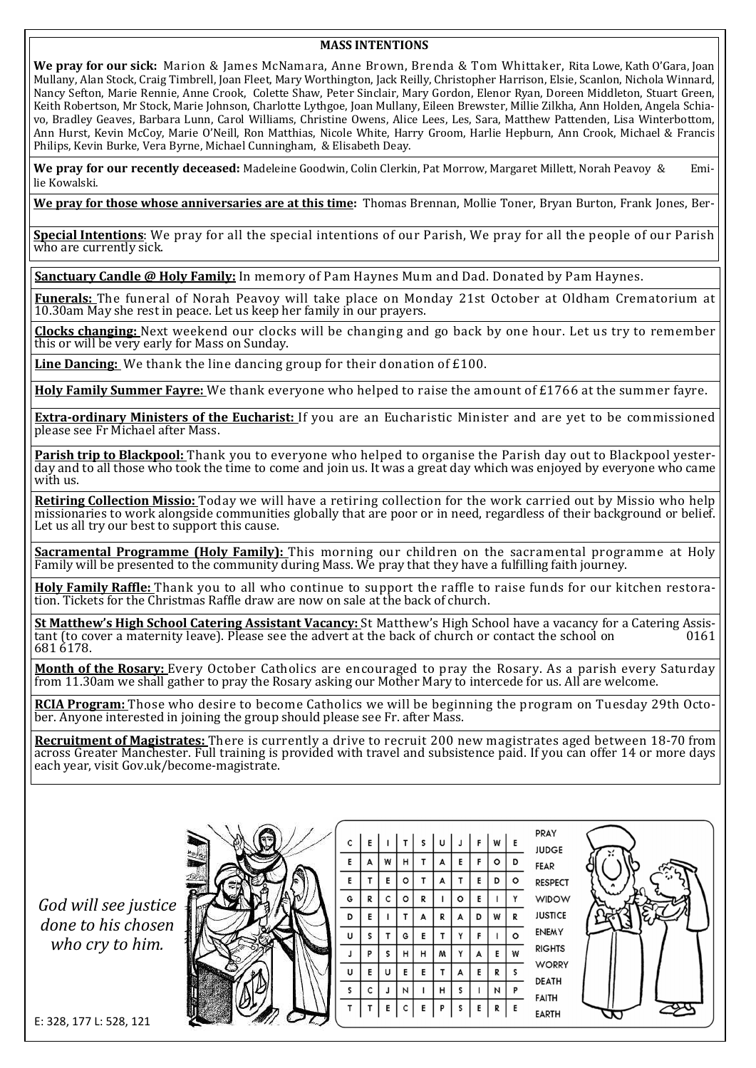## MASS INTENTIONS

**We pray for our sick:** Marion & James McNamara, Anne Brown, Brenda & Tom Whittaker, Rita Lowe, Kath O'Gara, Joan Mullany, Alan Stock, Craig Timbrell, Joan Fleet, Mary Worthington, Jack Reilly, Christopher Harrison, Elsie, Scanlon, Nichola Winnard, Nancy Sefton, Marie Rennie, Anne Crook, Colette Shaw, Peter Sinclair, Mary Gordon, Elenor Ryan, Doreen Middleton, Stuart Green, Keith Robertson, Mr Stock, Marie Johnson, Charlotte Lythgoe, Joan Mullany, Eileen Brewster, Millie Zilkha, Ann Holden, Angela Schiavo, Bradley Geaves, Barbara Lunn, Carol Williams, Christine Owens, Alice Lees, Les, Sara, Matthew Pattenden, Lisa Winterbottom, Ann Hurst, Kevin McCoy, Marie O'Neill, Ron Matthias, Nicole White, Harry Groom, Harlie Hepburn, Ann Crook, Michael & Francis Philips, Kevin Burke, Vera Byrne, Michael Cunningham, & Elisabeth Deay.

**We pray for our recently deceased:** Madeleine Goodwin, Colin Clerkin, Pat Morrow, Margaret Millett, Norah Peavoy & Emilie Kowalski.

**We pray for those whose anniversaries are at this time:** Thomas Brennan, Mollie Toner, Bryan Burton, Frank Jones, Ber-

**Special Intentions**: We pray for all the special intentions of our Parish, We pray for all the people of our Parish who are currently sick.

**Sanctuary Candle @ Holy Family:** In memory of Pam Haynes Mum and Dad. Donated by Pam Haynes.

**Funerals:** The funeral of Norah Peavoy will take place on Monday 21st October at Oldham Crematorium at 10.30am May she rest in peace. Let us keep her family in our prayers.

**Clocks changing:** Next weekend our clocks will be changing and go back by one hour. Let us try to remember this or will be very early for Mass on Sunday.

**Line Dancing:** We thank the line dancing group for their donation of £100.

**Holy Family Summer Fayre:** We thank everyone who helped to raise the amount of £1766 at the summer fayre.

**Extra-ordinary Ministers of the Eucharist:** If you are an Eucharistic Minister and are yet to be commissioned please see Fr Michael after Mass.

**Parish trip to Blackpool:** Thank you to everyone who helped to organise the Parish day out to Blackpool yesterday and to all those who took the time to come and join us. It was a great day which was enjoyed by everyone who came with us.

**Retiring Collection Missio:** Today we will have a retiring collection for the work carried out by Missio who help missionaries to work alongside communities globally that are poor or in need, regardless of their background or belief. Let us all try our best to support this cause.

**Sacramental Programme (Holy Family):** This morning our children on the sacramental programme at Holy Family will be presented to the community during Mass. We pray that they have a fulfilling faith journey.

**Holy Family Raffle:** Thank you to all who continue to support the raffle to raise funds for our kitchen restoration. Tickets for the Christmas Raffle draw are now on sale at the back of church.

**St Matthew's High School Catering Assistant Vacancy:** St Matthew's High School have a vacancy for a Catering Assistant (to cover a maternity leave). Please see the advert at the back of church or contact the school on 0161 681 6178.

**Month of the Rosary:** Every October Catholics are encouraged to pray the Rosary. As a parish every Saturday from 11.30am we shall gather to pray the Rosary asking our Mother Mary to intercede for us. All are welcome.

**RCIA Program:** Those who desire to become Catholics we will be beginning the program on Tuesday 29th October. Anyone interested in joining the group should please see Fr. after Mass.

**Recruitment of Magistrates:** There is currently a drive to recruit 200 new magistrates aged between 18-70 from across Greater Manchester. Full training is provided with travel and subsistence paid. If you can offer 14 or more days each year, visit Gov.uk/become-magistrate.

*God will see justice done to his chosen who cry to him.*

| | | | | | | | | | |
|---|---|---|---|---|---|---|---|---|---|
| C | E | I | T | S | U | J | F | W | E |
| E | A | W | H | T | A | E | F | O | D |
| E | T | E | O | T | A | T | E | D | O |
| G | R | C | O | R | I | O | E | I | Y |
| D | E | I | T | A | R | A | D | W | R |
| U | S | T | G | E | T | Y | F | I | O |
| J | P | S | H | H | M | Y | A | E | W |
| U | E | U | E | E | T | A | E | R | S |
| S | C | J | N | I | H | S | I | N | P |
| T | T | E | C | E | P | S | E | R | E |

PRAY
JUDGE
FEAR
RESPECT
WIDOW
JUSTICE
ENEMY
RIGHTS
WORRY
DEATH
FAITH
EARTH

E: 328, 177 L: 528, 121